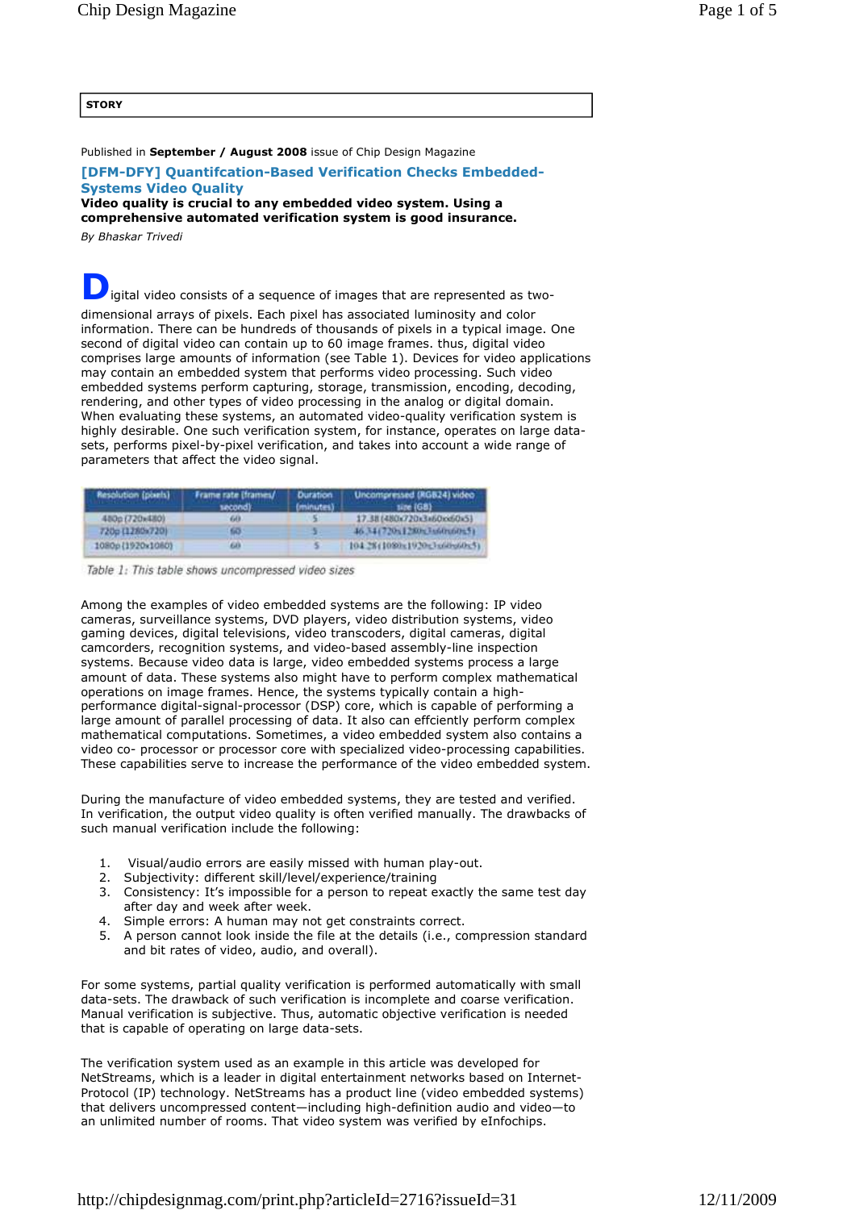STORY

Published in **September / August 2008** issue of Chip Design Magazine

## [DFM-DFY] Quantifcation-Based Verification Checks Embedded-Systems Video Quality

**Video quality is crucial to any embedded video system. Using a comprehensive automated verification system is good insurance.**

*By Bhaskar Trivedi*

Digital video consists of a sequence of images that are represented as two-dimensional arrays of pixels. Each pixel has associated luminosity and color information. There can be hundreds of thousands of pixels in a typical image. One second of digital video can contain up to 60 image frames. thus, digital video comprises large amounts of information (see Table 1). Devices for video applications may contain an embedded system that performs video processing. Such video embedded systems perform capturing, storage, transmission, encoding, decoding, rendering, and other types of video processing in the analog or digital domain. When evaluating these systems, an automated video-quality verification system is highly desirable. One such verification system, for instance, operates on large data-sets, performs pixel-by-pixel verification, and takes into account a wide range of parameters that affect the video signal.

| Resolution (pixels) | Frame rate (frames/second) | Duration (minutes) | Uncompressed (RGB24) video size (GB) |
|---|---|---|---|
| 480p (720x480) | 60 | 5 | 17.38 (480x720x3x60x60x5) |
| 720p (1280x720) | 60 | 5 | 46.34 (720x1280x3x60x60x5) |
| 1080p (1920x1080) | 60 | 5 | 104.28 (1080x1920x3x60x60x5) |

*Table 1: This table shows uncompressed video sizes*

Among the examples of video embedded systems are the following: IP video cameras, surveillance systems, DVD players, video distribution systems, video gaming devices, digital televisions, video transcoders, digital cameras, digital camcorders, recognition systems, and video-based assembly-line inspection systems. Because video data is large, video embedded systems process a large amount of data. These systems also might have to perform complex mathematical operations on image frames. Hence, the systems typically contain a high-performance digital-signal-processor (DSP) core, which is capable of performing a large amount of parallel processing of data. It also can effciently perform complex mathematical computations. Sometimes, a video embedded system also contains a video co- processor or processor core with specialized video-processing capabilities. These capabilities serve to increase the performance of the video embedded system.

During the manufacture of video embedded systems, they are tested and verified. In verification, the output video quality is often verified manually. The drawbacks of such manual verification include the following:

1. Visual/audio errors are easily missed with human play-out.
2. Subjectivity: different skill/level/experience/training
3. Consistency: It's impossible for a person to repeat exactly the same test day after day and week after week.
4. Simple errors: A human may not get constraints correct.
5. A person cannot look inside the file at the details (i.e., compression standard and bit rates of video, audio, and overall).

For some systems, partial quality verification is performed automatically with small data-sets. The drawback of such verification is incomplete and coarse verification. Manual verification is subjective. Thus, automatic objective verification is needed that is capable of operating on large data-sets.

The verification system used as an example in this article was developed for NetStreams, which is a leader in digital entertainment networks based on Internet-Protocol (IP) technology. NetStreams has a product line (video embedded systems) that delivers uncompressed content—including high-definition audio and video—to an unlimited number of rooms. That video system was verified by eInfochips.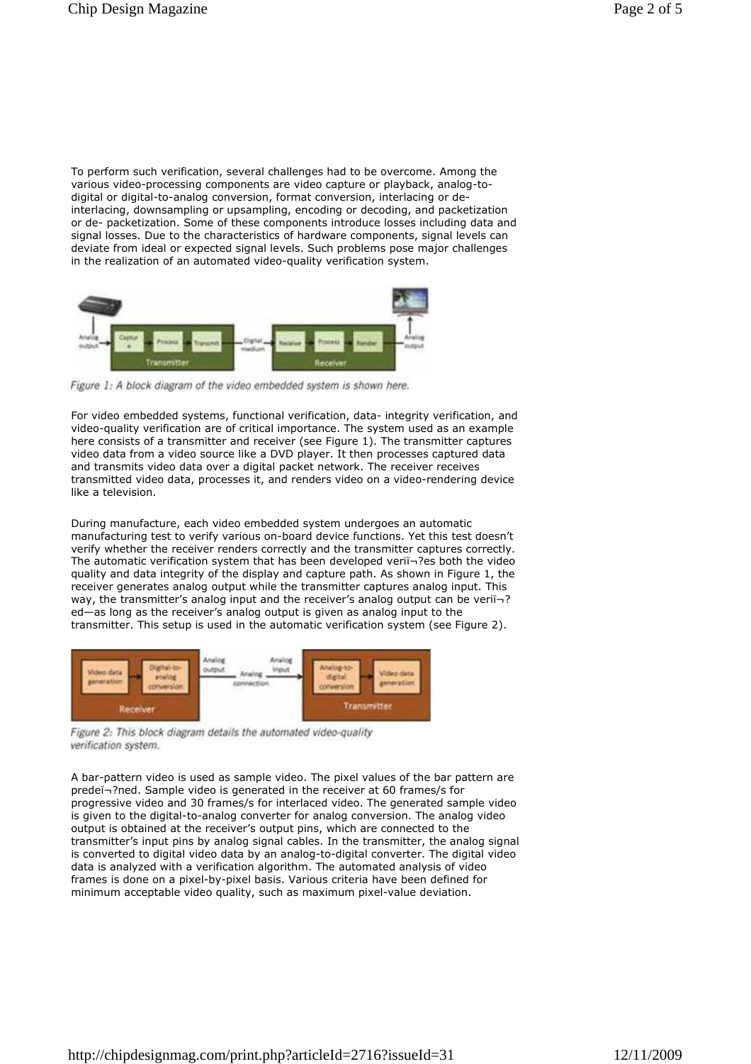To perform such verification, several challenges had to be overcome. Among the various video-processing components are video capture or playback, analog-to-digital or digital-to-analog conversion, format conversion, interlacing or de-interlacing, downsampling or upsampling, encoding or decoding, and packetization or de- packetization. Some of these components introduce losses including data and signal losses. Due to the characteristics of hardware components, signal levels can deviate from ideal or expected signal levels. Such problems pose major challenges in the realization of an automated video-quality verification system.

*Figure 1: A block diagram of the video embedded system is shown here.*

For video embedded systems, functional verification, data- integrity verification, and video-quality verification are of critical importance. The system used as an example here consists of a transmitter and receiver (see Figure 1). The transmitter captures video data from a video source like a DVD player. It then processes captured data and transmits video data over a digital packet network. The receiver receives transmitted video data, processes it, and renders video on a video-rendering device like a television.

During manufacture, each video embedded system undergoes an automatic manufacturing test to verify various on-board device functions. Yet this test doesn't verify whether the receiver renders correctly and the transmitter captures correctly. The automatic verification system that has been developed verií¬?es both the video quality and data integrity of the display and capture path. As shown in Figure 1, the receiver generates analog output while the transmitter captures analog input. This way, the transmitter's analog input and the receiver's analog output can be verií¬?ed—as long as the receiver's analog output is given as analog input to the transmitter. This setup is used in the automatic verification system (see Figure 2).

*Figure 2: This block diagram details the automated video-quality verification system.*

A bar-pattern video is used as sample video. The pixel values of the bar pattern are predeï¬?ned. Sample video is generated in the receiver at 60 frames/s for progressive video and 30 frames/s for interlaced video. The generated sample video is given to the digital-to-analog converter for analog conversion. The analog video output is obtained at the receiver's output pins, which are connected to the transmitter's input pins by analog signal cables. In the transmitter, the analog signal is converted to digital video data by an analog-to-digital converter. The digital video data is analyzed with a verification algorithm. The automated analysis of video frames is done on a pixel-by-pixel basis. Various criteria have been defined for minimum acceptable video quality, such as maximum pixel-value deviation.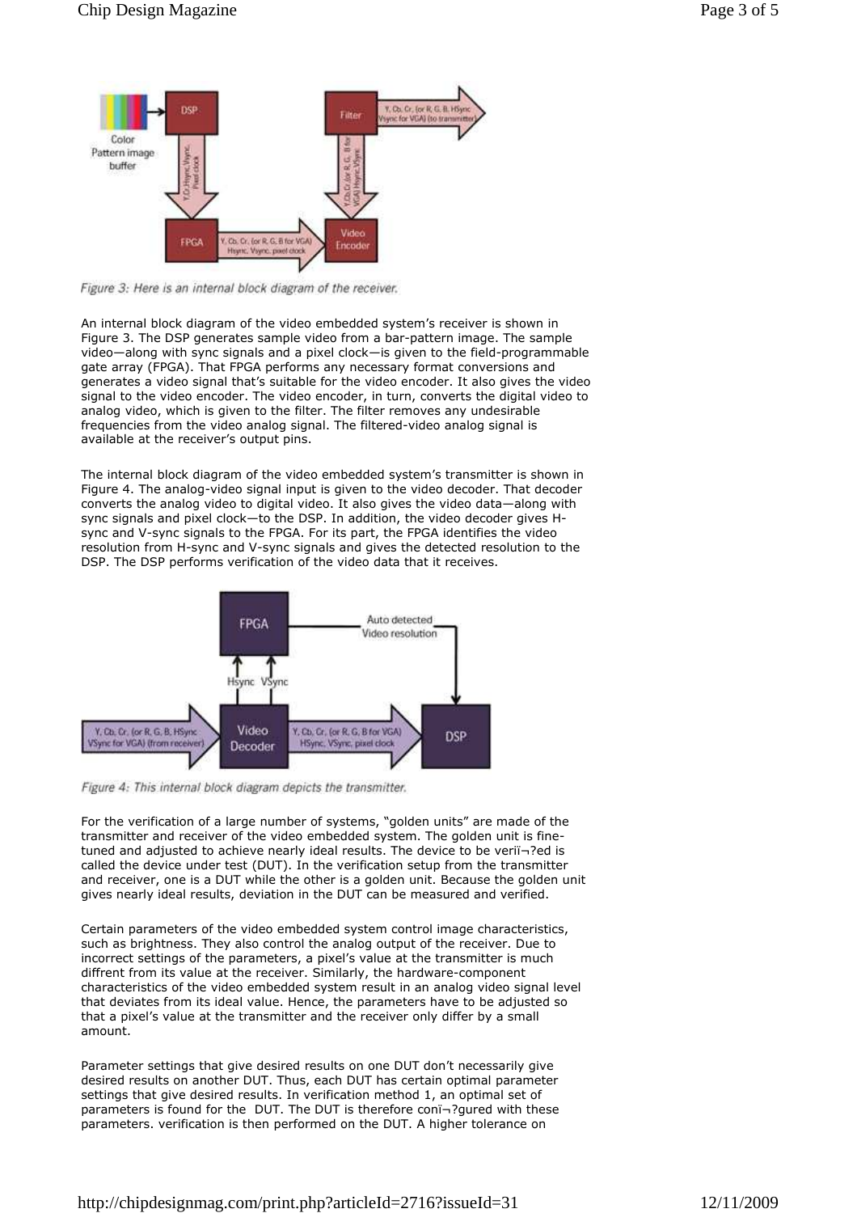Figure 3: Here is an internal block diagram of the receiver.

An internal block diagram of the video embedded system's receiver is shown in Figure 3. The DSP generates sample video from a bar-pattern image. The sample video—along with sync signals and a pixel clock—is given to the field-programmable gate array (FPGA). That FPGA performs any necessary format conversions and generates a video signal that's suitable for the video encoder. It also gives the video signal to the video encoder. The video encoder, in turn, converts the digital video to analog video, which is given to the filter. The filter removes any undesirable frequencies from the video analog signal. The filtered-video analog signal is available at the receiver's output pins.

The internal block diagram of the video embedded system's transmitter is shown in Figure 4. The analog-video signal input is given to the video decoder. That decoder converts the analog video to digital video. It also gives the video data—along with sync signals and pixel clock—to the DSP. In addition, the video decoder gives H-sync and V-sync signals to the FPGA. For its part, the FPGA identifies the video resolution from H-sync and V-sync signals and gives the detected resolution to the DSP. The DSP performs verification of the video data that it receives.

Figure 4: This internal block diagram depicts the transmitter.

For the verification of a large number of systems, "golden units" are made of the transmitter and receiver of the video embedded system. The golden unit is fine-tuned and adjusted to achieve nearly ideal results. The device to be verï¬?ed is called the device under test (DUT). In the verification setup from the transmitter and receiver, one is a DUT while the other is a golden unit. Because the golden unit gives nearly ideal results, deviation in the DUT can be measured and verified.

Certain parameters of the video embedded system control image characteristics, such as brightness. They also control the analog output of the receiver. Due to incorrect settings of the parameters, a pixel's value at the transmitter is much diffrent from its value at the receiver. Similarly, the hardware-component characteristics of the video embedded system result in an analog video signal level that deviates from its ideal value. Hence, the parameters have to be adjusted so that a pixel's value at the transmitter and the receiver only differ by a small amount.

Parameter settings that give desired results on one DUT don't necessarily give desired results on another DUT. Thus, each DUT has certain optimal parameter settings that give desired results. In verification method 1, an optimal set of parameters is found for the DUT. The DUT is therefore conï¬?gured with these parameters. verification is then performed on the DUT. A higher tolerance on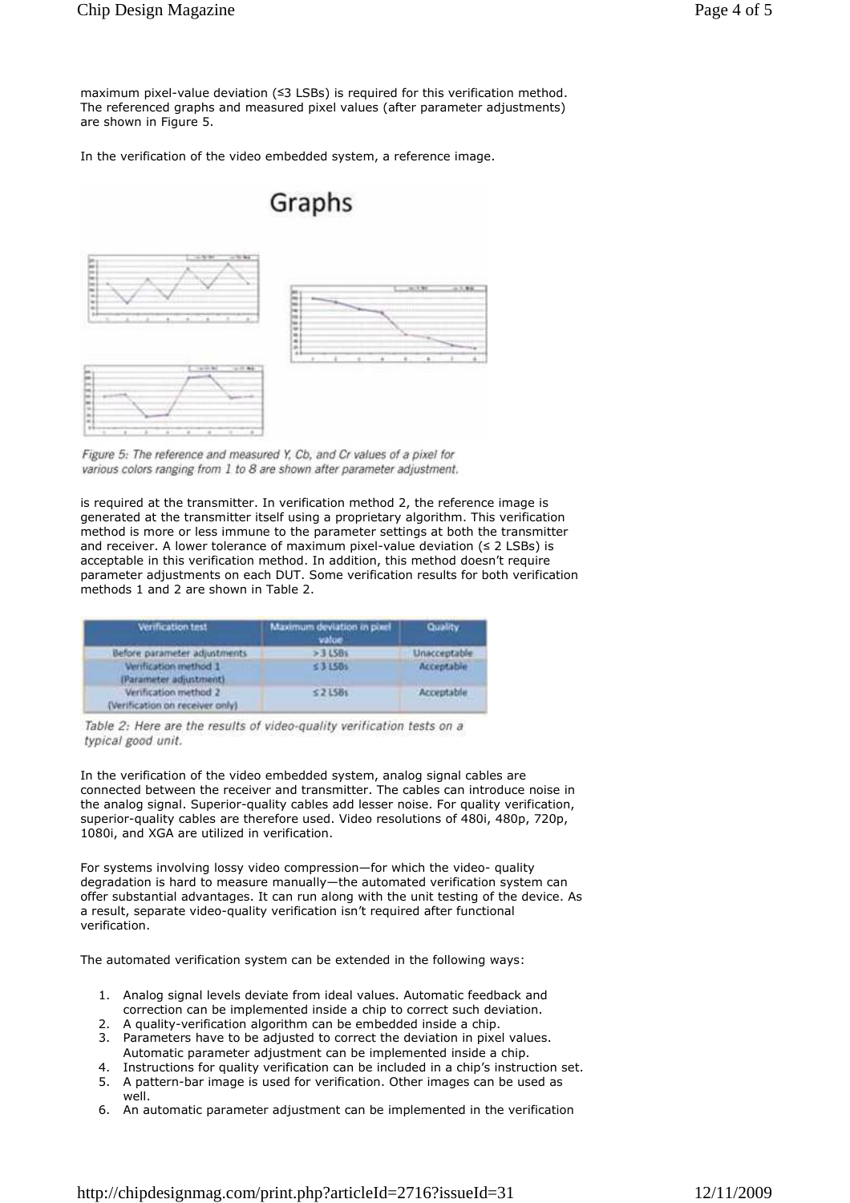maximum pixel-value deviation (≤3 LSBs) is required for this verification method. The referenced graphs and measured pixel values (after parameter adjustments) are shown in Figure 5.

In the verification of the video embedded system, a reference image.

*Figure 5: The reference and measured Y, Cb, and Cr values of a pixel for various colors ranging from 1 to 8 are shown after parameter adjustment.*

is required at the transmitter. In verification method 2, the reference image is generated at the transmitter itself using a proprietary algorithm. This verification method is more or less immune to the parameter settings at both the transmitter and receiver. A lower tolerance of maximum pixel-value deviation (≤ 2 LSBs) is acceptable in this verification method. In addition, this method doesn't require parameter adjustments on each DUT. Some verification results for both verification methods 1 and 2 are shown in Table 2.

| Verification test | Maximum deviation in pixel value | Quality |
|---|---|---|
| Before parameter adjustments | > 3 LSBs | Unacceptable |
| Verification method 1 (Parameter adjustment) | ≤ 3 LSBs | Acceptable |
| Verification method 2 (Verification on receiver only) | ≤ 2 LSBs | Acceptable |

*Table 2: Here are the results of video-quality verification tests on a typical good unit.*

In the verification of the video embedded system, analog signal cables are connected between the receiver and transmitter. The cables can introduce noise in the analog signal. Superior-quality cables add lesser noise. For quality verification, superior-quality cables are therefore used. Video resolutions of 480i, 480p, 720p, 1080i, and XGA are utilized in verification.

For systems involving lossy video compression—for which the video- quality degradation is hard to measure manually—the automated verification system can offer substantial advantages. It can run along with the unit testing of the device. As a result, separate video-quality verification isn't required after functional verification.

The automated verification system can be extended in the following ways:

1. Analog signal levels deviate from ideal values. Automatic feedback and correction can be implemented inside a chip to correct such deviation.
2. A quality-verification algorithm can be embedded inside a chip.
3. Parameters have to be adjusted to correct the deviation in pixel values. Automatic parameter adjustment can be implemented inside a chip.
4. Instructions for quality verification can be included in a chip's instruction set.
5. A pattern-bar image is used for verification. Other images can be used as well.
6. An automatic parameter adjustment can be implemented in the verification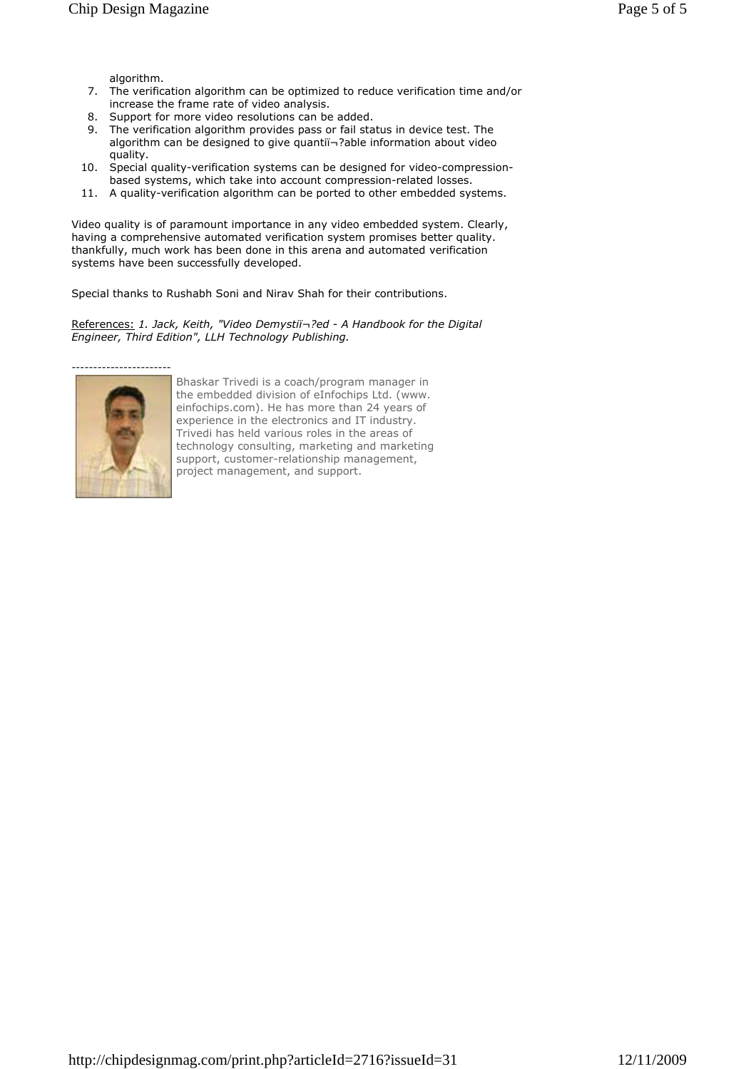algorithm.

7. The verification algorithm can be optimized to reduce verification time and/or increase the frame rate of video analysis.
8. Support for more video resolutions can be added.
9. The verification algorithm provides pass or fail status in device test. The algorithm can be designed to give quantiï¬?able information about video quality.
10. Special quality-verification systems can be designed for video-compression-based systems, which take into account compression-related losses.
11. A quality-verification algorithm can be ported to other embedded systems.

Video quality is of paramount importance in any video embedded system. Clearly, having a comprehensive automated verification system promises better quality. thankfully, much work has been done in this arena and automated verification systems have been successfully developed.

Special thanks to Rushabh Soni and Nirav Shah for their contributions.

References: *1. Jack, Keith, "Video Demystiï¬?ed - A Handbook for the Digital Engineer, Third Edition", LLH Technology Publishing.*

----------------------

Bhaskar Trivedi is a coach/program manager in the embedded division of eInfochips Ltd. (www.einfochips.com). He has more than 24 years of experience in the electronics and IT industry. Trivedi has held various roles in the areas of technology consulting, marketing and marketing support, customer-relationship management, project management, and support.